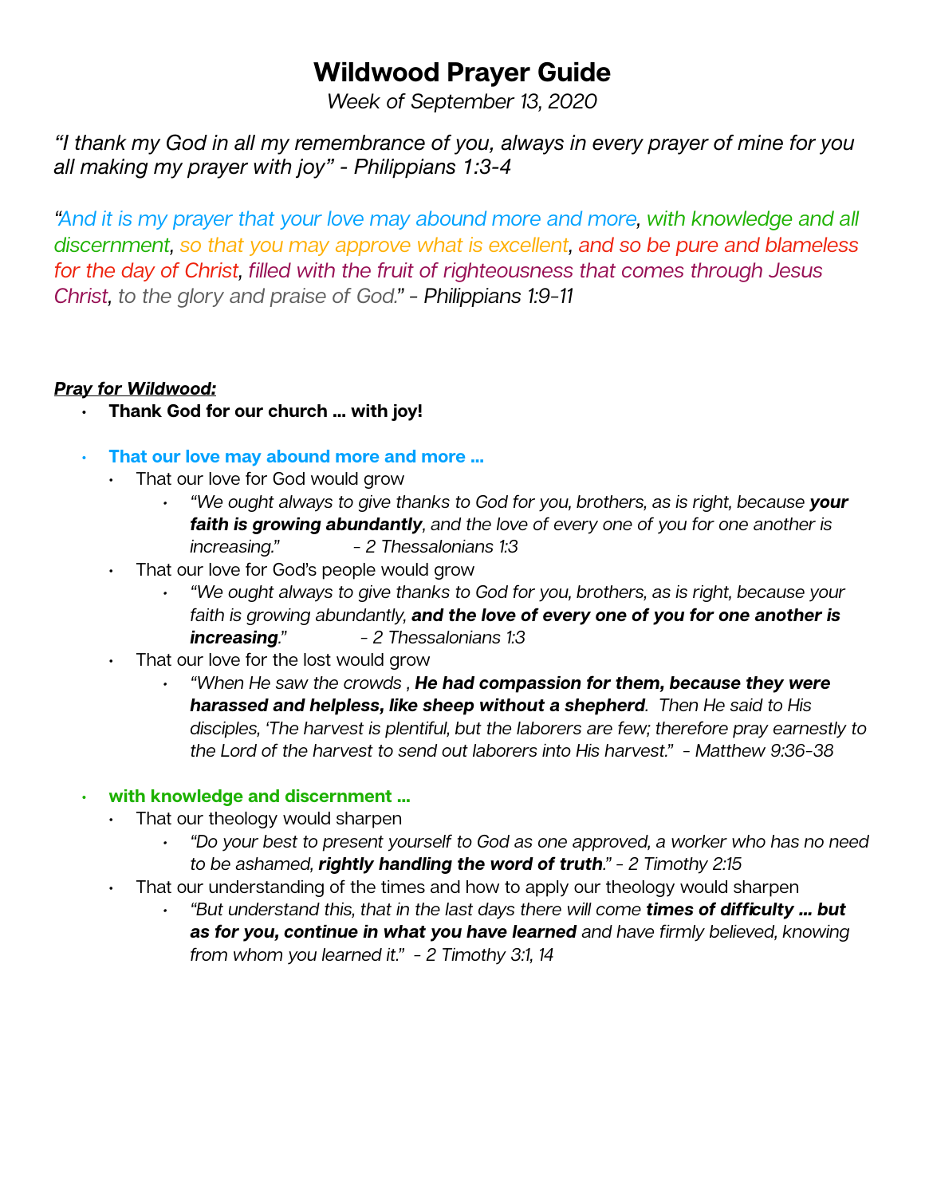# Wildwood Prayer Guide

*Week of September 13, 2020*

*"I thank my God in all my remembrance of you, always in every prayer of mine for you all making my prayer with joy" - Philippians 1:3-4*

*"And it is my prayer that your love may abound more and more, with knowledge and all discernment, so that you may approve what is excellent, and so be pure and blameless for the day of Christ, filled with the fruit of righteousness that comes through Jesus Christ, to the glory and praise of God." - Philippians 1:9-11*

***Pray for Wildwood:***

- **Thank God for our church … with joy!**

- **That our love may abound more and more …**
  - That our love for God would grow
    - *"We ought always to give thanks to God for you, brothers, as is right, because **your faith is growing abundantly**, and the love of every one of you for one another is increasing." - 2 Thessalonians 1:3*
  - That our love for God's people would grow
    - *"We ought always to give thanks to God for you, brothers, as is right, because your faith is growing abundantly, **and the love of every one of you for one another is increasing**." - 2 Thessalonians 1:3*
  - That our love for the lost would grow
    - *"When He saw the crowds , **He had compassion for them, because they were harassed and helpless, like sheep without a shepherd**. Then He said to His disciples, 'The harvest is plentiful, but the laborers are few; therefore pray earnestly to the Lord of the harvest to send out laborers into His harvest." - Matthew 9:36-38*

- **with knowledge and discernment …**
  - That our theology would sharpen
    - *"Do your best to present yourself to God as one approved, a worker who has no need to be ashamed, **rightly handling the word of truth**." - 2 Timothy 2:15*
  - That our understanding of the times and how to apply our theology would sharpen
    - *"But understand this, that in the last days there will come **times of difficulty … but as for you, continue in what you have learned** and have firmly believed, knowing from whom you learned it." - 2 Timothy 3:1, 14*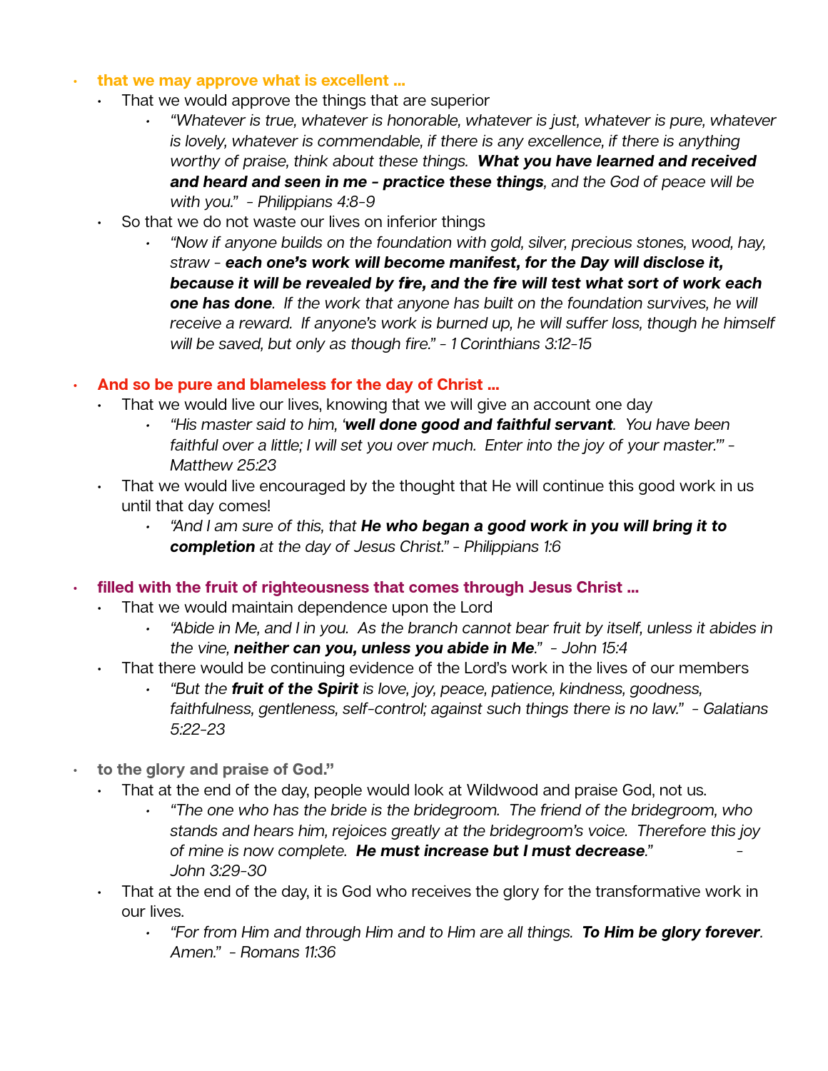- **that we may approve what is excellent …**
  - That we would approve the things that are superior
    - *"Whatever is true, whatever is honorable, whatever is just, whatever is pure, whatever is lovely, whatever is commendable, if there is any excellence, if there is anything worthy of praise, think about these things.* ***What you have learned and received and heard and seen in me - practice these things****, and the God of peace will be with you." - Philippians 4:8-9*
  - So that we do not waste our lives on inferior things
    - *"Now if anyone builds on the foundation with gold, silver, precious stones, wood, hay, straw -* ***each one's work will become manifest, for the Day will disclose it, because it will be revealed by fire, and the fire will test what sort of work each one has done****. If the work that anyone has built on the foundation survives, he will receive a reward. If anyone's work is burned up, he will suffer loss, though he himself will be saved, but only as though fire." - 1 Corinthians 3:12-15*

- **And so be pure and blameless for the day of Christ …**
  - That we would live our lives, knowing that we will give an account one day
    - *"His master said to him, '****well done good and faithful servant****. You have been faithful over a little; I will set you over much. Enter into the joy of your master.'" - Matthew 25:23*
  - That we would live encouraged by the thought that He will continue this good work in us until that day comes!
    - *"And I am sure of this, that* ***He who began a good work in you will bring it to completion*** *at the day of Jesus Christ." - Philippians 1:6*

- **filled with the fruit of righteousness that comes through Jesus Christ …**
  - That we would maintain dependence upon the Lord
    - *"Abide in Me, and I in you. As the branch cannot bear fruit by itself, unless it abides in the vine,* ***neither can you, unless you abide in Me****." - John 15:4*
  - That there would be continuing evidence of the Lord's work in the lives of our members
    - *"But the* ***fruit of the Spirit*** *is love, joy, peace, patience, kindness, goodness, faithfulness, gentleness, self-control; against such things there is no law." - Galatians 5:22-23*

- **to the glory and praise of God."**
  - That at the end of the day, people would look at Wildwood and praise God, not us.
    - *"The one who has the bride is the bridegroom. The friend of the bridegroom, who stands and hears him, rejoices greatly at the bridegroom's voice. Therefore this joy of mine is now complete.* ***He must increase but I must decrease****." - John 3:29-30*
  - That at the end of the day, it is God who receives the glory for the transformative work in our lives.
    - *"For from Him and through Him and to Him are all things.* ***To Him be glory forever****. Amen." - Romans 11:36*